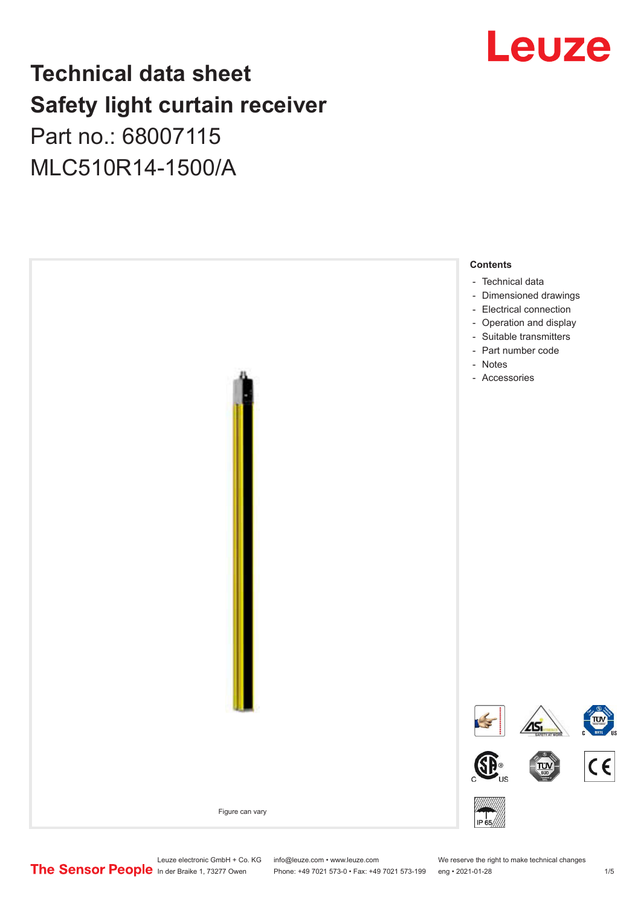# Technical data sheet
# Safety light curtain receiver

Part no.: 68007115

MLC510R14-1500/A

Figure can vary

**Contents**

- Technical data
- Dimensioned drawings
- Electrical connection
- Operation and display
- Suitable transmitters
- Part number code
- Notes
- Accessories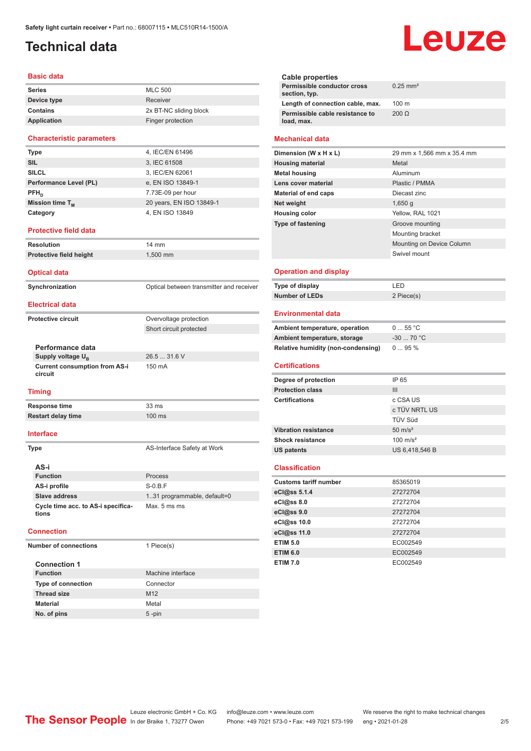# Technical data

## Basic data

| | |
|---|---|
| Series | MLC 500 |
| Device type | Receiver |
| Contains | 2x BT-NC sliding block |
| Application | Finger protection |

## Characteristic parameters

| | |
|---|---|
| Type | 4, IEC/EN 61496 |
| SIL | 3, IEC 61508 |
| SILCL | 3, IEC/EN 62061 |
| Performance Level (PL) | e, EN ISO 13849-1 |
| $PFH_D$ | 7.73E-09 per hour |
| Mission time $T_M$ | 20 years, EN ISO 13849-1 |
| Category | 4, EN ISO 13849 |

## Protective field data

| | |
|---|---|
| Resolution | 14 mm |
| Protective field height | 1,500 mm |

## Optical data

| | |
|---|---|
| Synchronization | Optical between transmitter and receiver |

## Electrical data

| | |
|---|---|
| Protective circuit | Overvoltage protection |
| | Short circuit protected |

### Performance data

| | |
|---|---|
| Supply voltage $U_B$ | 26.5 ... 31.6 V |
| Current consumption from AS-i circuit | 150 mA |

## Timing

| | |
|---|---|
| Response time | 33 ms |
| Restart delay time | 100 ms |

## Interface

| | |
|---|---|
| Type | AS-Interface Safety at Work |

### AS-i

| | |
|---|---|
| Function | Process |
| AS-i profile | S-0.B.F |
| Slave address | 1..31 programmable, default=0 |
| Cycle time acc. to AS-i specifications | Max. 5 ms ms |

## Connection

| | |
|---|---|
| Number of connections | 1 Piece(s) |

### Connection 1

| | |
|---|---|
| Function | Machine interface |
| Type of connection | Connector |
| Thread size | M12 |
| Material | Metal |
| No. of pins | 5 -pin |

### Cable properties

| | |
|---|---|
| Permissible conductor cross section, typ. | 0.25 mm² |
| Length of connection cable, max. | 100 m |
| Permissible cable resistance to load, max. | 200 Ω |

## Mechanical data

| | |
|---|---|
| Dimension (W x H x L) | 29 mm x 1,566 mm x 35.4 mm |
| Housing material | Metal |
| Metal housing | Aluminum |
| Lens cover material | Plastic / PMMA |
| Material of end caps | Diecast zinc |
| Net weight | 1,650 g |
| Housing color | Yellow, RAL 1021 |
| Type of fastening | Groove mounting |
| | Mounting bracket |
| | Mounting on Device Column |
| | Swivel mount |

## Operation and display

| | |
|---|---|
| Type of display | LED |
| Number of LEDs | 2 Piece(s) |

## Environmental data

| | |
|---|---|
| Ambient temperature, operation | 0 ... 55 °C |
| Ambient temperature, storage | -30 ... 70 °C |
| Relative humidity (non-condensing) | 0 ... 95 % |

## Certifications

| | |
|---|---|
| Degree of protection | IP 65 |
| Protection class | III |
| Certifications | c CSA US |
| | c TÜV NRTL US |
| | TÜV Süd |
| Vibration resistance | 50 m/s² |
| Shock resistance | 100 m/s² |
| US patents | US 6,418,546 B |

## Classification

| | |
|---|---|
| Customs tariff number | 85365019 |
| eCl@ss 5.1.4 | 27272704 |
| eCl@ss 8.0 | 27272704 |
| eCl@ss 9.0 | 27272704 |
| eCl@ss 10.0 | 27272704 |
| eCl@ss 11.0 | 27272704 |
| ETIM 5.0 | EC002549 |
| ETIM 6.0 | EC002549 |
| ETIM 7.0 | EC002549 |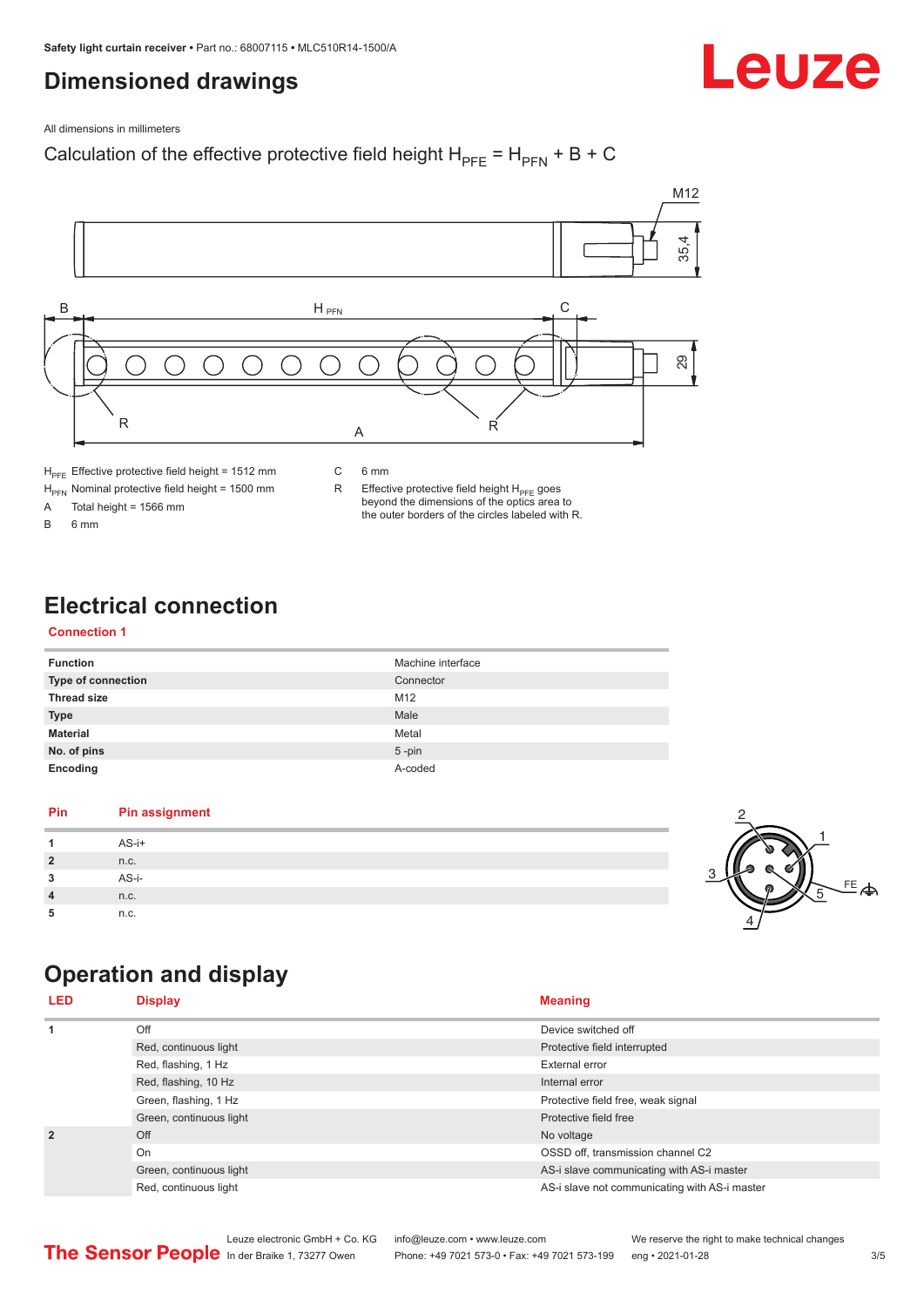# Dimensioned drawings

All dimensions in millimeters

Calculation of the effective protective field height $H_{PFE} = H_{PFN} + B + C$

$H_{PFE}$ Effective protective field height = 1512 mm

$H_{PFN}$ Nominal protective field height = 1500 mm

A Total height = 1566 mm

B 6 mm

C 6 mm

R Effective protective field height $H_{PFE}$ goes beyond the dimensions of the optics area to the outer borders of the circles labeled with R.

# Electrical connection

## Connection 1

| | |
|---|---|
| **Function** | Machine interface |
| **Type of connection** | Connector |
| **Thread size** | M12 |
| **Type** | Male |
| **Material** | Metal |
| **No. of pins** | 5 -pin |
| **Encoding** | A-coded |

| Pin | Pin assignment |
|---|---|
| 1 | AS-i+ |
| 2 | n.c. |
| 3 | AS-i- |
| 4 | n.c. |
| 5 | n.c. |

# Operation and display

| LED | Display | Meaning |
|---|---|---|
| 1 | Off | Device switched off |
| | Red, continuous light | Protective field interrupted |
| | Red, flashing, 1 Hz | External error |
| | Red, flashing, 10 Hz | Internal error |
| | Green, flashing, 1 Hz | Protective field free, weak signal |
| | Green, continuous light | Protective field free |
| 2 | Off | No voltage |
| | On | OSSD off, transmission channel C2 |
| | Green, continuous light | AS-i slave communicating with AS-i master |
| | Red, continuous light | AS-i slave not communicating with AS-i master |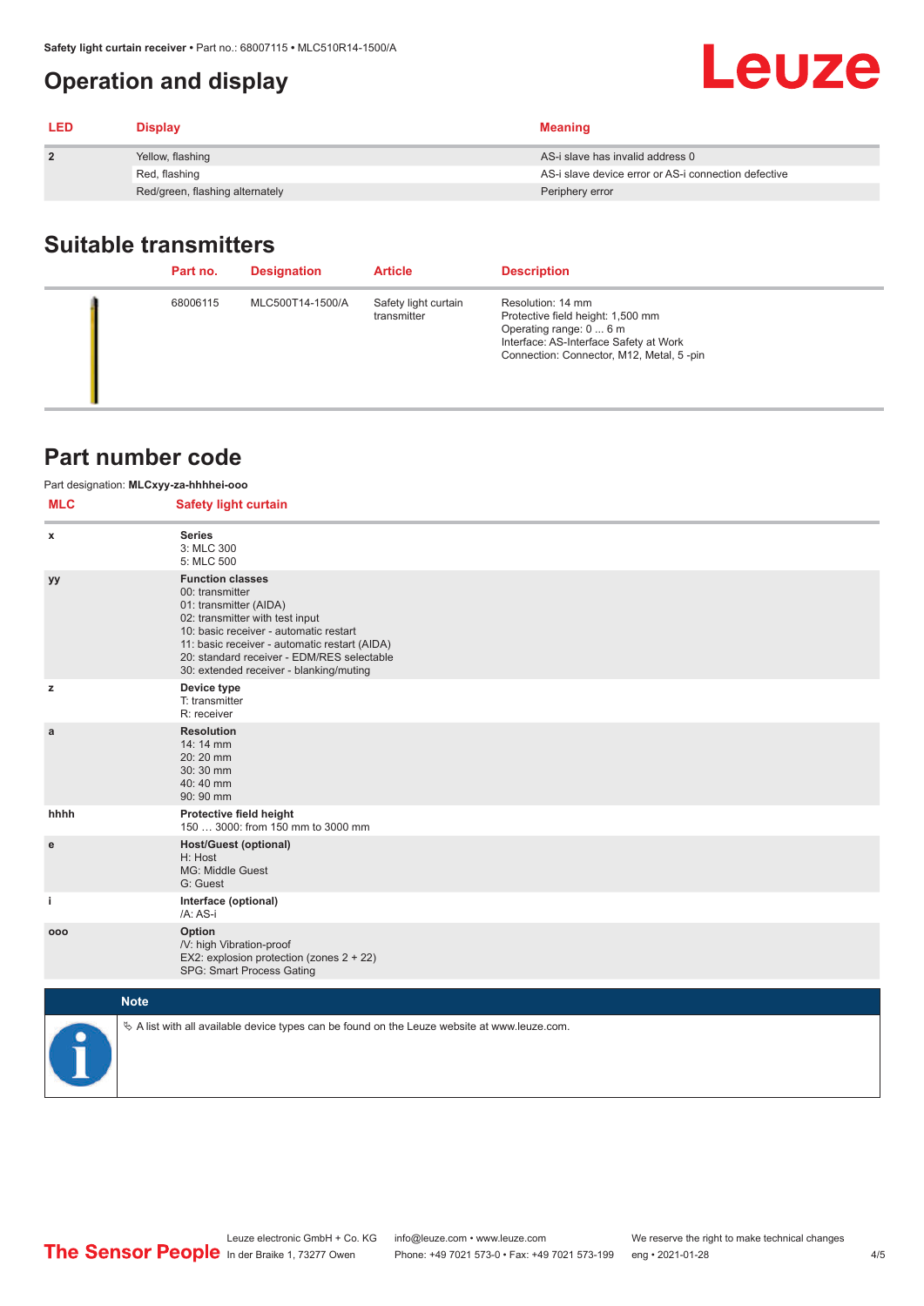## Operation and display

| LED | Display | Meaning |
|---|---|---|
| 2 | Yellow, flashing | AS-i slave has invalid address 0 |
| | Red, flashing | AS-i slave device error or AS-i connection defective |
| | Red/green, flashing alternately | Periphery error |

## Suitable transmitters

| | Part no. | Designation | Article | Description |
|---|---|---|---|---|
| | 68006115 | MLC500T14-1500/A | Safety light curtain transmitter | Resolution: 14 mm<br>Protective field height: 1,500 mm<br>Operating range: 0 ... 6 m<br>Interface: AS-Interface Safety at Work<br>Connection: Connector, M12, Metal, 5 -pin |

## Part number code

Part designation: **MLCxyy-za-hhhhei-ooo**

| MLC | Safety light curtain |
|---|---|
| x | **Series**<br>3: MLC 300<br>5: MLC 500 |
| yy | **Function classes**<br>00: transmitter<br>01: transmitter (AIDA)<br>02: transmitter with test input<br>10: basic receiver - automatic restart<br>11: basic receiver - automatic restart (AIDA)<br>20: standard receiver - EDM/RES selectable<br>30: extended receiver - blanking/muting |
| z | **Device type**<br>T: transmitter<br>R: receiver |
| a | **Resolution**<br>14: 14 mm<br>20: 20 mm<br>30: 30 mm<br>40: 40 mm<br>90: 90 mm |
| hhhh | **Protective field height**<br>150 … 3000: from 150 mm to 3000 mm |
| e | **Host/Guest (optional)**<br>H: Host<br>MG: Middle Guest<br>G: Guest |
| i | **Interface (optional)**<br>/A: AS-i |
| ooo | **Option**<br>/V: high Vibration-proof<br>EX2: explosion protection (zones 2 + 22)<br>SPG: Smart Process Gating |

**Note**

A list with all available device types can be found on the Leuze website at www.leuze.com.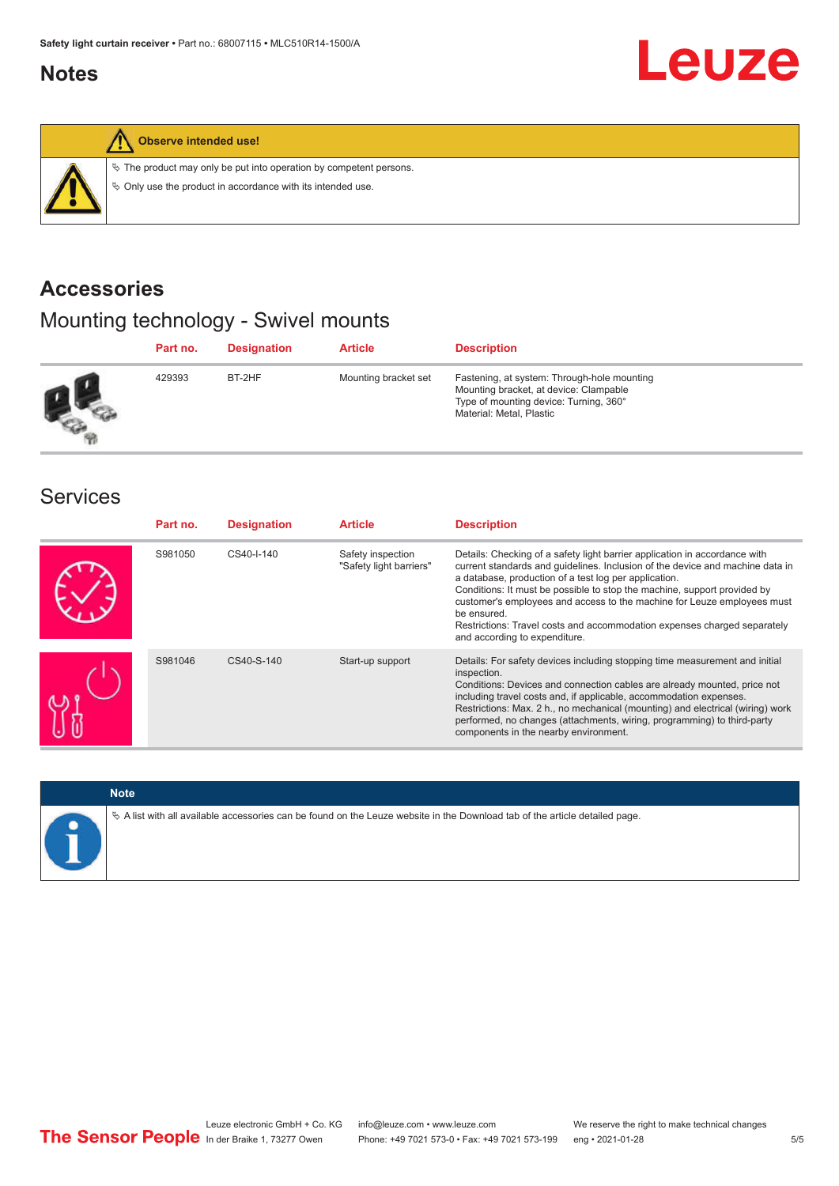## Notes

**Observe intended use!**

- The product may only be put into operation by competent persons.
- Only use the product in accordance with its intended use.

# Accessories

## Mounting technology - Swivel mounts

| Part no. | Designation | Article | Description |
|---|---|---|---|
| 429393 | BT-2HF | Mounting bracket set | Fastening, at system: Through-hole mounting<br>Mounting bracket, at device: Clampable<br>Type of mounting device: Turning, 360°<br>Material: Metal, Plastic |

## Services

| Part no. | Designation | Article | Description |
|---|---|---|---|
| S981050 | CS40-I-140 | Safety inspection "Safety light barriers" | Details: Checking of a safety light barrier application in accordance with current standards and guidelines. Inclusion of the device and machine data in a database, production of a test log per application.<br>Conditions: It must be possible to stop the machine, support provided by customer's employees and access to the machine for Leuze employees must be ensured.<br>Restrictions: Travel costs and accommodation expenses charged separately and according to expenditure. |
| S981046 | CS40-S-140 | Start-up support | Details: For safety devices including stopping time measurement and initial inspection.<br>Conditions: Devices and connection cables are already mounted, price not including travel costs and, if applicable, accommodation expenses.<br>Restrictions: Max. 2 h., no mechanical (mounting) and electrical (wiring) work performed, no changes (attachments, wiring, programming) to third-party components in the nearby environment. |

**Note**

- A list with all available accessories can be found on the Leuze website in the Download tab of the article detailed page.